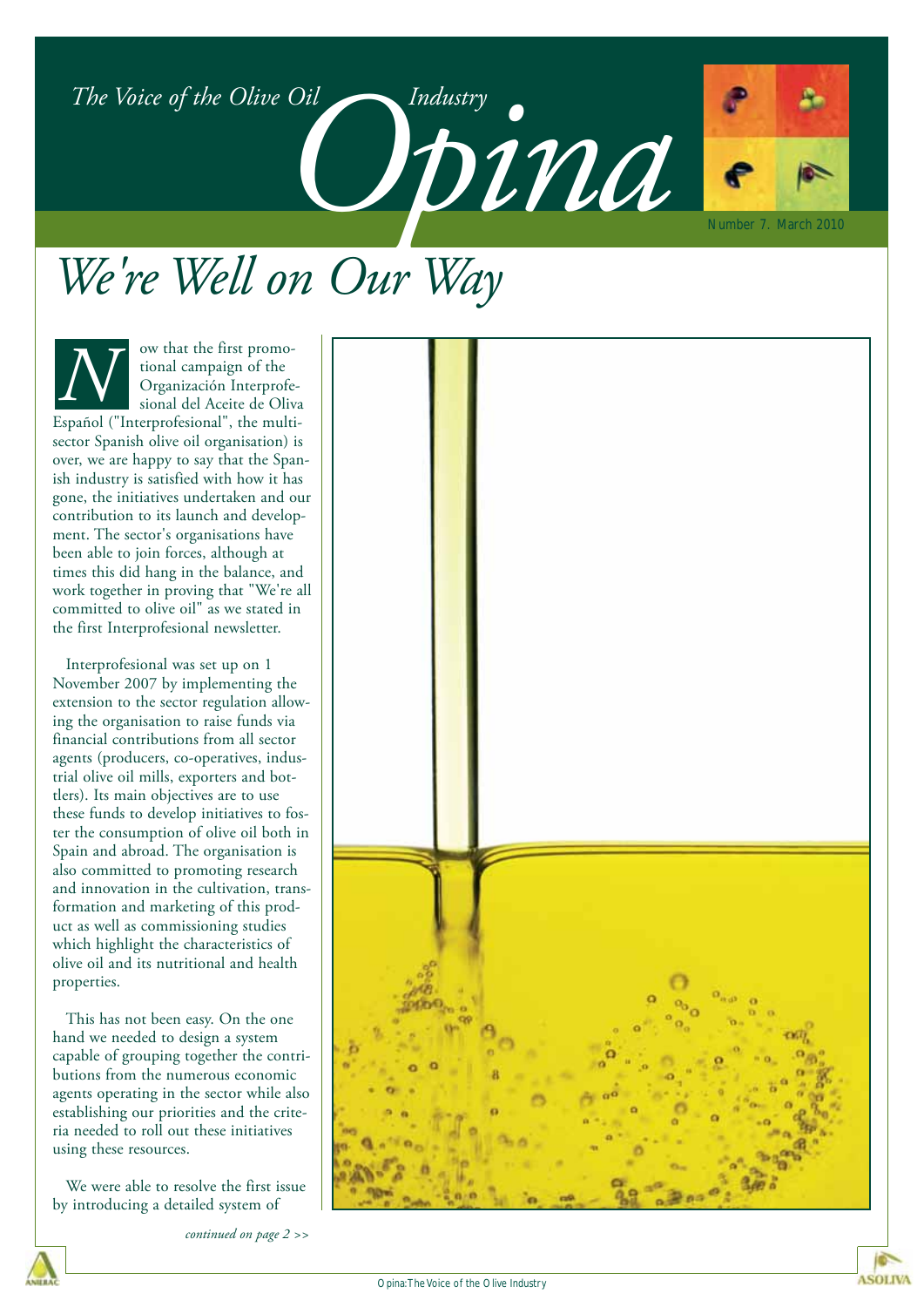# Opina

*The Voice of the Olive Oil Industry*

Number 7. March 2010

# We're Well on Our Way

Now that the first promotional campaign of the Organización Interprofesional del Aceite de Oliva Español ("Interprofesional", the multi-sector Spanish olive oil organisation) is over, we are happy to say that the Spanish industry is satisfied with how it has gone, the initiatives undertaken and our contribution to its launch and development. The sector's organisations have been able to join forces, although at times this did hang in the balance, and work together in proving that "We're all committed to olive oil" as we stated in the first Interprofesional newsletter.

Interprofesional was set up on 1 November 2007 by implementing the extension to the sector regulation allowing the organisation to raise funds via financial contributions from all sector agents (producers, co-operatives, industrial olive oil mills, exporters and bottlers). Its main objectives are to use these funds to develop initiatives to foster the consumption of olive oil both in Spain and abroad. The organisation is also committed to promoting research and innovation in the cultivation, transformation and marketing of this product as well as commissioning studies which highlight the characteristics of olive oil and its nutritional and health properties.

This has not been easy. On the one hand we needed to design a system capable of grouping together the contributions from the numerous economic agents operating in the sector while also establishing our priorities and the criteria needed to roll out these initiatives using these resources.

We were able to resolve the first issue by introducing a detailed system of

*continued on page 2 >>*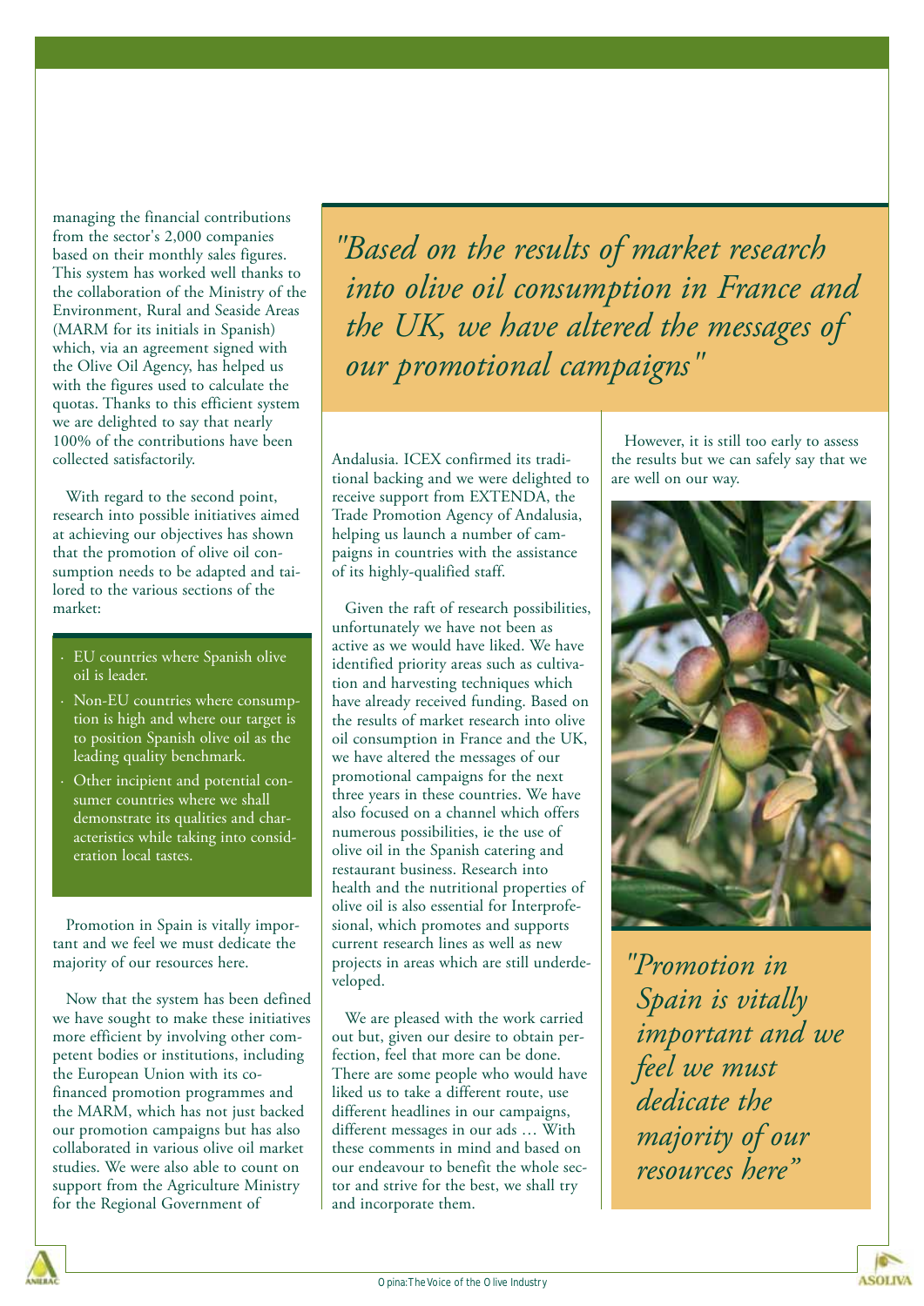managing the financial contributions from the sector's 2,000 companies based on their monthly sales figures. This system has worked well thanks to the collaboration of the Ministry of the Environment, Rural and Seaside Areas (MARM for its initials in Spanish) which, via an agreement signed with the Olive Oil Agency, has helped us with the figures used to calculate the quotas. Thanks to this efficient system we are delighted to say that nearly 100% of the contributions have been collected satisfactorily.

With regard to the second point, research into possible initiatives aimed at achieving our objectives has shown that the promotion of olive oil consumption needs to be adapted and tailored to the various sections of the market:

- EU countries where Spanish olive oil is leader.
- Non-EU countries where consumption is high and where our target is to position Spanish olive oil as the leading quality benchmark.
- Other incipient and potential consumer countries where we shall demonstrate its qualities and characteristics while taking into consideration local tastes.

Promotion in Spain is vitally important and we feel we must dedicate the majority of our resources here.

Now that the system has been defined we have sought to make these initiatives more efficient by involving other competent bodies or institutions, including the European Union with its co-financed promotion programmes and the MARM, which has not just backed our promotion campaigns but has also collaborated in various olive oil market studies. We were also able to count on support from the Agriculture Ministry for the Regional Government of Andalusia. ICEX confirmed its traditional backing and we were delighted to receive support from EXTENDA, the Trade Promotion Agency of Andalusia, helping us launch a number of campaigns in countries with the assistance of its highly-qualified staff.

*"Based on the results of market research into olive oil consumption in France and the UK, we have altered the messages of our promotional campaigns"*

Given the raft of research possibilities, unfortunately we have not been as active as we would have liked. We have identified priority areas such as cultivation and harvesting techniques which have already received funding. Based on the results of market research into olive oil consumption in France and the UK, we have altered the messages of our promotional campaigns for the next three years in these countries. We have also focused on a channel which offers numerous possibilities, ie the use of olive oil in the Spanish catering and restaurant business. Research into health and the nutritional properties of olive oil is also essential for Interprofesional, which promotes and supports current research lines as well as new projects in areas which are still underdeveloped.

We are pleased with the work carried out but, given our desire to obtain perfection, feel that more can be done. There are some people who would have liked us to take a different route, use different headlines in our campaigns, different messages in our ads … With these comments in mind and based on our endeavour to benefit the whole sector and strive for the best, we shall try and incorporate them.

However, it is still too early to assess the results but we can safely say that we are well on our way.

*"Promotion in Spain is vitally important and we feel we must dedicate the majority of our resources here"*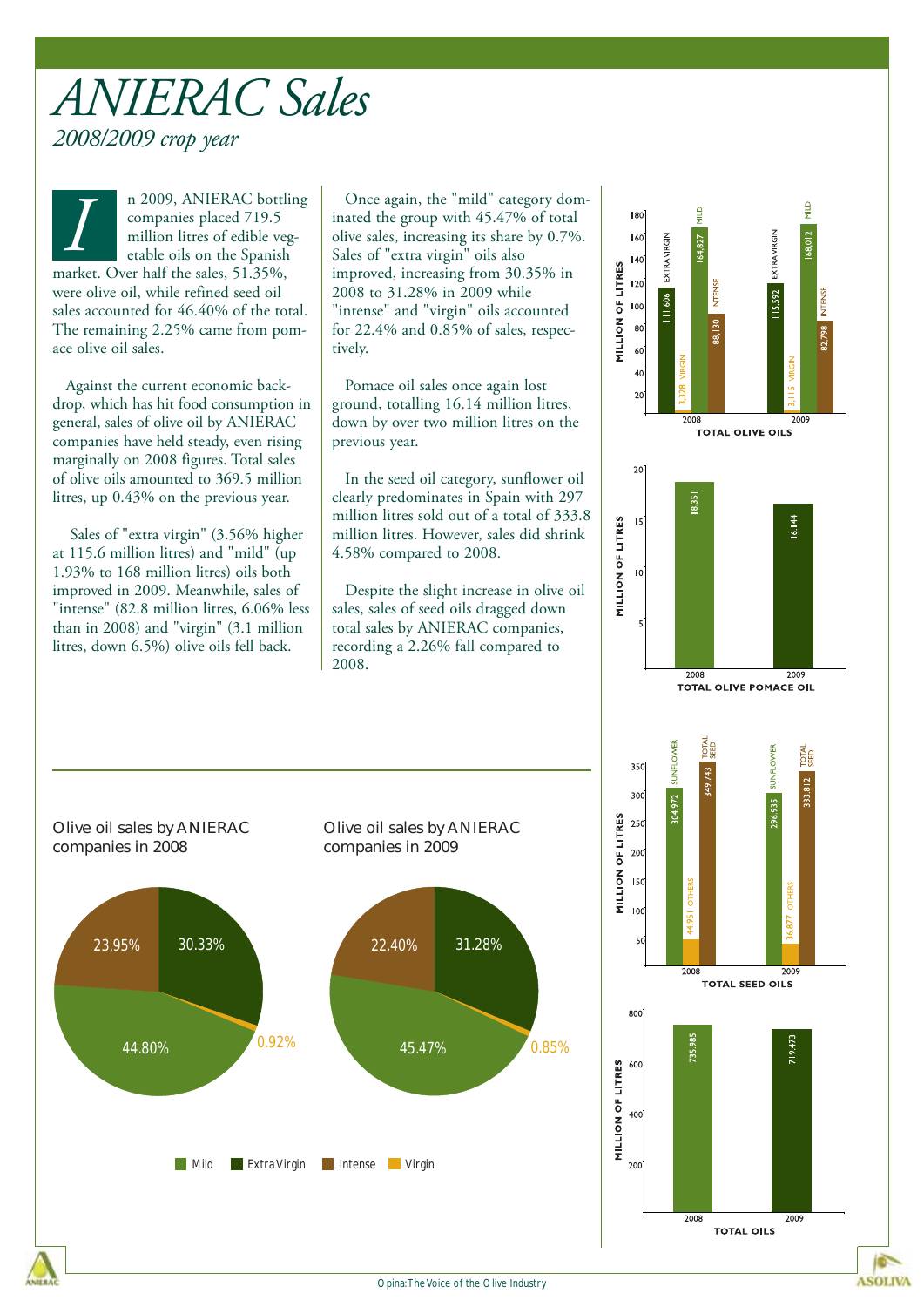# ANIERAC Sales

*2008/2009 crop year*

In 2009, ANIERAC bottling companies placed 719.5 million litres of edible vegetable oils on the Spanish market. Over half the sales, 51.35%, were olive oil, while refined seed oil sales accounted for 46.40% of the total. The remaining 2.25% came from pomace olive oil sales.

Against the current economic backdrop, which has hit food consumption in general, sales of olive oil by ANIERAC companies have held steady, even rising marginally on 2008 figures. Total sales of olive oils amounted to 369.5 million litres, up 0.43% on the previous year.

Sales of "extra virgin" (3.56% higher at 115.6 million litres) and "mild" (up 1.93% to 168 million litres) oils both improved in 2009. Meanwhile, sales of "intense" (82.8 million litres, 6.06% less than in 2008) and "virgin" (3.1 million litres, down 6.5%) olive oils fell back.

Once again, the "mild" category dominated the group with 45.47% of total olive sales, increasing its share by 0.7%. Sales of "extra virgin" oils also improved, increasing from 30.35% in 2008 to 31.28% in 2009 while "intense" and "virgin" oils accounted for 22.4% and 0.85% of sales, respectively.

Pomace oil sales once again lost ground, totalling 16.14 million litres, down by over two million litres on the previous year.

In the seed oil category, sunflower oil clearly predominates in Spain with 297 million litres sold out of a total of 333.8 million litres. However, sales did shrink 4.58% compared to 2008.

Despite the slight increase in olive oil sales, sales of seed oils dragged down total sales by ANIERAC companies, recording a 2.26% fall compared to 2008.

MILLION OF LITRES
2008: EXTRA VIRGIN 111,606; VIRGIN 3,328; MILD 164,827; INTENSE 88,130
2009: EXTRA VIRGIN 115,592; VIRGIN 3,115; MILD 168,012; INTENSE 82,798
TOTAL OLIVE OILS

MILLION OF LITRES
2008: 18,351
2009: 16,144
TOTAL OLIVE POMACE OIL

MILLION OF LITRES
2008: SUNFLOWER 304,972; OTHERS 44,951; TOTAL SEED 349,743
2009: SUNFLOWER 296,935; OTHERS 36,877; TOTAL SEED 333,812
TOTAL SEED OILS

MILLION OF LITRES
2008: 735,985
2009: 719,473
TOTAL OILS

Olive oil sales by ANIERAC companies in 2008

23.95% 30.33% 44.80% 0.92%

Olive oil sales by ANIERAC companies in 2009

22.40% 31.28% 45.47% 0.85%

Mild · Extra Virgin · Intense · Virgin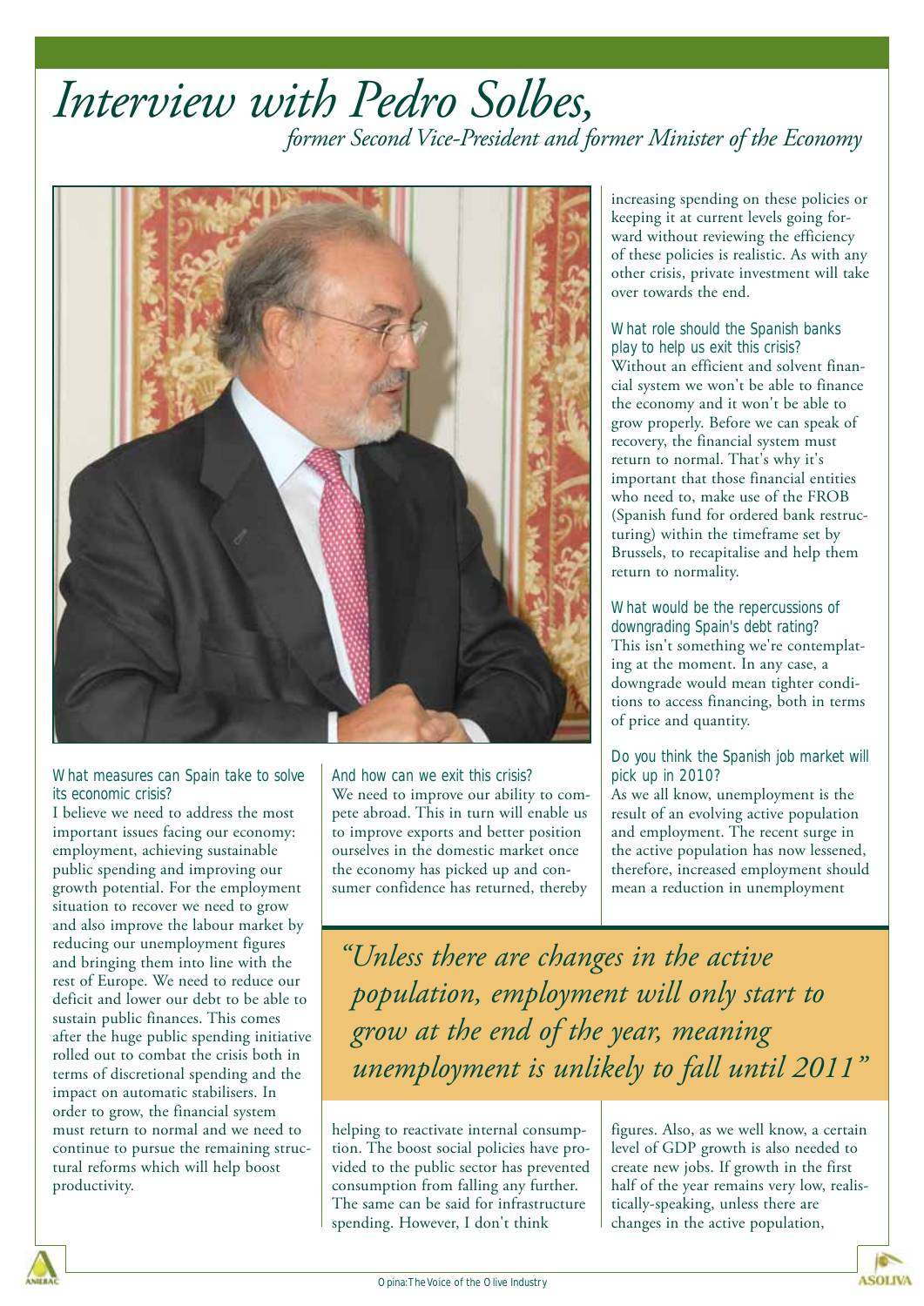# *Interview with Pedro Solbes,*

*former Second Vice-President and former Minister of the Economy*

### What measures can Spain take to solve its economic crisis?

I believe we need to address the most important issues facing our economy: employment, achieving sustainable public spending and improving our growth potential. For the employment situation to recover we need to grow and also improve the labour market by reducing our unemployment figures and bringing them into line with the rest of Europe. We need to reduce our deficit and lower our debt to be able to sustain public finances. This comes after the huge public spending initiative rolled out to combat the crisis both in terms of discretional spending and the impact on automatic stabilisers. In order to grow, the financial system must return to normal and we need to continue to pursue the remaining structural reforms which will help boost productivity.

### And how can we exit this crisis?

We need to improve our ability to compete abroad. This in turn will enable us to improve exports and better position ourselves in the domestic market once the economy has picked up and consumer confidence has returned, thereby helping to reactivate internal consumption. The boost social policies have provided to the public sector has prevented consumption from falling any further. The same can be said for infrastructure spending. However, I don't think increasing spending on these policies or keeping it at current levels going forward without reviewing the efficiency of these policies is realistic. As with any other crisis, private investment will take over towards the end.

### What role should the Spanish banks play to help us exit this crisis?

Without an efficient and solvent financial system we won't be able to finance the economy and it won't be able to grow properly. Before we can speak of recovery, the financial system must return to normal. That's why it's important that those financial entities who need to, make use of the FROB (Spanish fund for ordered bank restructuring) within the timeframe set by Brussels, to recapitalise and help them return to normality.

### What would be the repercussions of downgrading Spain's debt rating?

This isn't something we're contemplating at the moment. In any case, a downgrade would mean tighter conditions to access financing, both in terms of price and quantity.

### Do you think the Spanish job market will pick up in 2010?

As we all know, unemployment is the result of an evolving active population and employment. The recent surge in the active population has now lessened, therefore, increased employment should mean a reduction in unemployment figures. Also, as we well know, a certain level of GDP growth is also needed to create new jobs. If growth in the first half of the year remains very low, realistically-speaking, unless there are changes in the active population,

> *"Unless there are changes in the active population, employment will only start to grow at the end of the year, meaning unemployment is unlikely to fall until 2011"*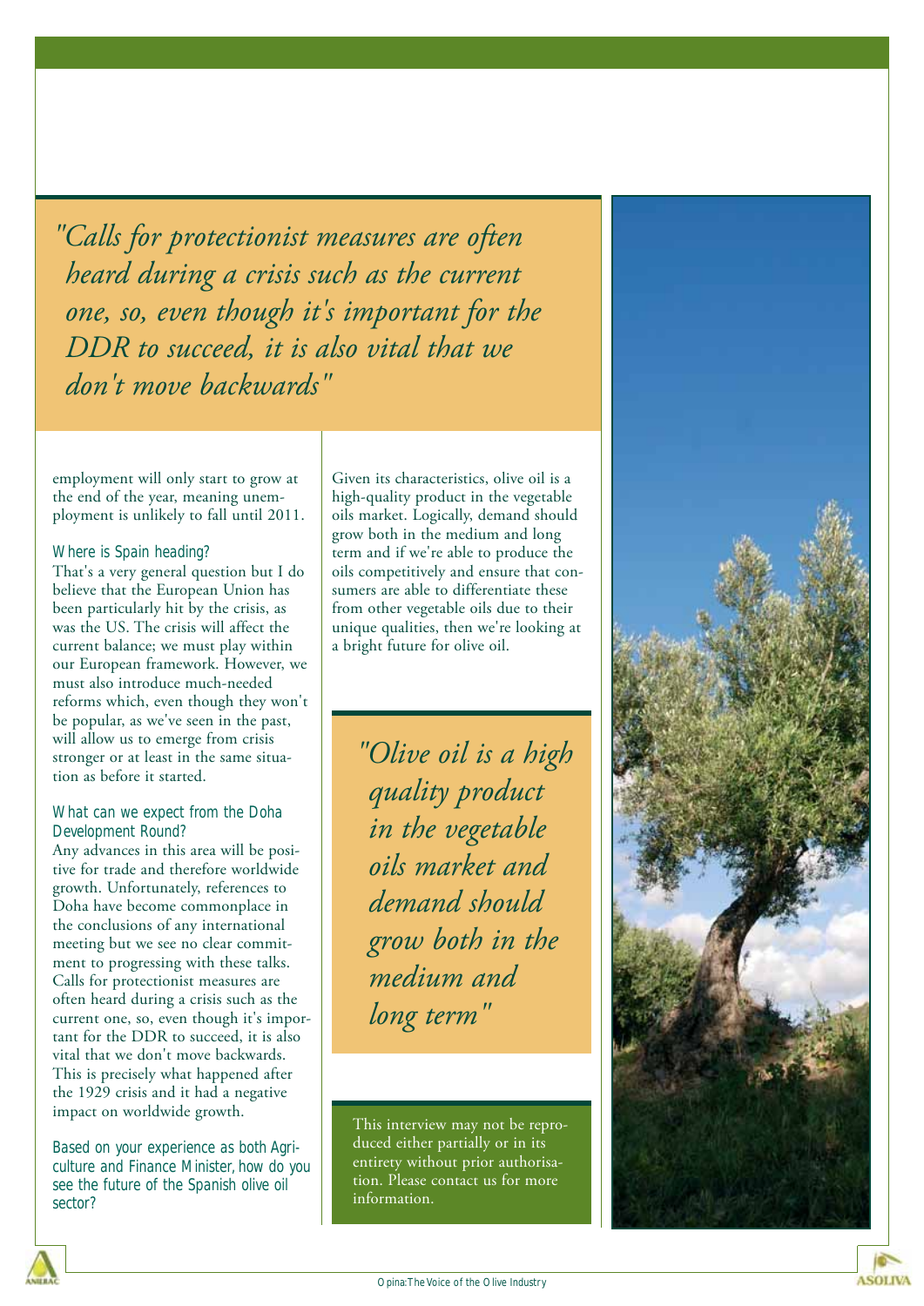*"Calls for protectionist measures are often heard during a crisis such as the current one, so, even though it's important for the DDR to succeed, it is also vital that we don't move backwards"*

employment will only start to grow at the end of the year, meaning unemployment is unlikely to fall until 2011.

**Where is Spain heading?**

That's a very general question but I do believe that the European Union has been particularly hit by the crisis, as was the US. The crisis will affect the current balance; we must play within our European framework. However, we must also introduce much-needed reforms which, even though they won't be popular, as we've seen in the past, will allow us to emerge from crisis stronger or at least in the same situation as before it started.

**What can we expect from the Doha Development Round?**

Any advances in this area will be positive for trade and therefore worldwide growth. Unfortunately, references to Doha have become commonplace in the conclusions of any international meeting but we see no clear commitment to progressing with these talks. Calls for protectionist measures are often heard during a crisis such as the current one, so, even though it's important for the DDR to succeed, it is also vital that we don't move backwards. This is precisely what happened after the 1929 crisis and it had a negative impact on worldwide growth.

**Based on your experience as both Agriculture and Finance Minister, how do you see the future of the Spanish olive oil sector?**

Given its characteristics, olive oil is a high-quality product in the vegetable oils market. Logically, demand should grow both in the medium and long term and if we're able to produce the oils competitively and ensure that consumers are able to differentiate these from other vegetable oils due to their unique qualities, then we're looking at a bright future for olive oil.

*"Olive oil is a high quality product in the vegetable oils market and demand should grow both in the medium and long term"*

This interview may not be reproduced either partially or in its entirety without prior authorisation. Please contact us for more information.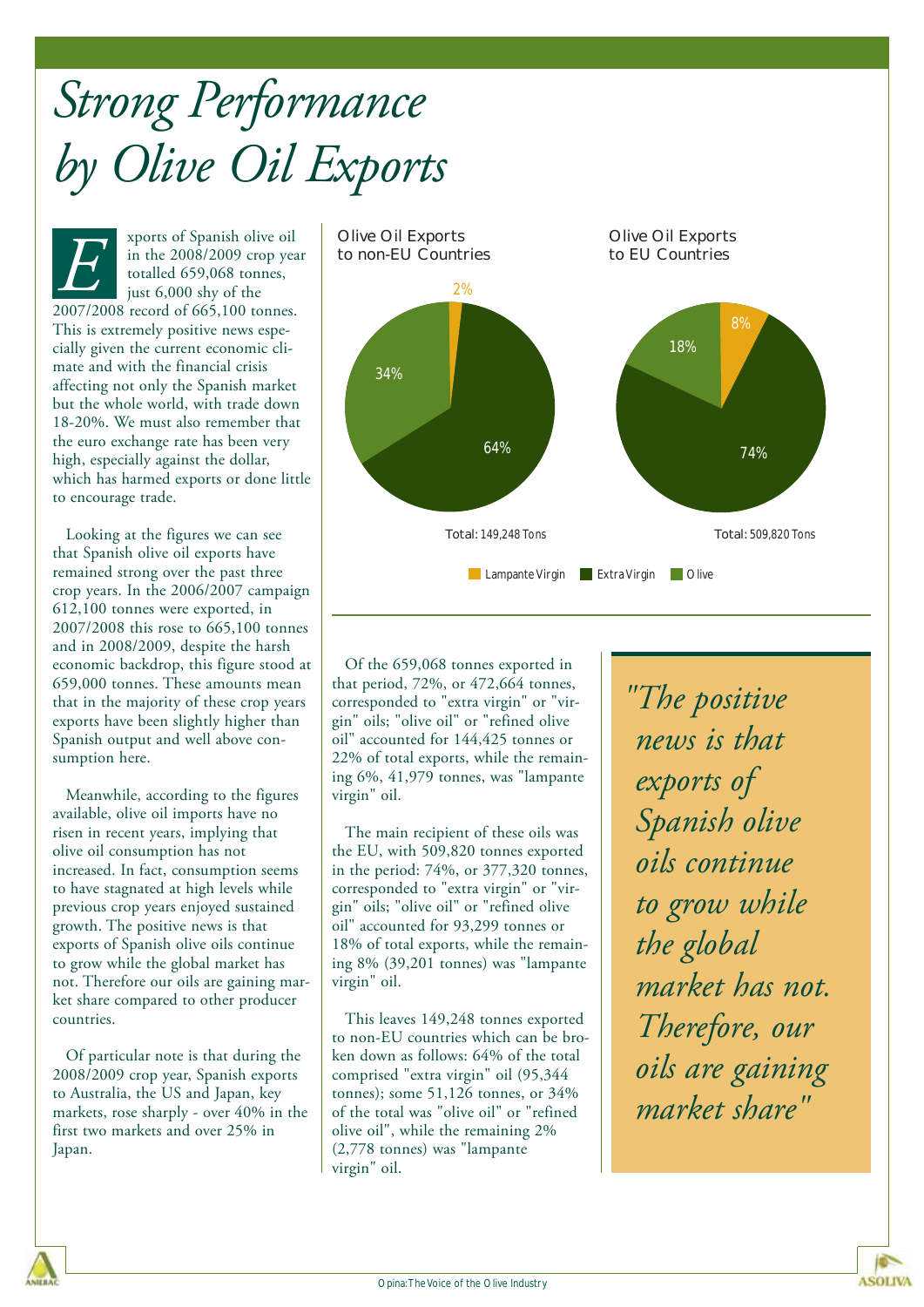# *Strong Performance by Olive Oil Exports*

Exports of Spanish olive oil in the 2008/2009 crop year totalled 659,068 tonnes, just 6,000 shy of the 2007/2008 record of 665,100 tonnes. This is extremely positive news especially given the current economic climate and with the financial crisis affecting not only the Spanish market but the whole world, with trade down 18-20%. We must also remember that the euro exchange rate has been very high, especially against the dollar, which has harmed exports or done little to encourage trade.

Looking at the figures we can see that Spanish olive oil exports have remained strong over the past three crop years. In the 2006/2007 campaign 612,100 tonnes were exported, in 2007/2008 this rose to 665,100 tonnes and in 2008/2009, despite the harsh economic backdrop, this figure stood at 659,000 tonnes. These amounts mean that in the majority of these crop years exports have been slightly higher than Spanish output and well above consumption here.

Meanwhile, according to the figures available, olive oil imports have no risen in recent years, implying that olive oil consumption has not increased. In fact, consumption seems to have stagnated at high levels while previous crop years enjoyed sustained growth. The positive news is that exports of Spanish olive oils continue to grow while the global market has not. Therefore our oils are gaining market share compared to other producer countries.

Of particular note is that during the 2008/2009 crop year, Spanish exports to Australia, the US and Japan, key markets, rose sharply - over 40% in the first two markets and over 25% in Japan.

Olive Oil Exports to non-EU Countries

2%
34%
64%

Total: 149,248 Tons

Olive Oil Exports to EU Countries

8%
18%
74%

Total: 509,820 Tons

Lampante Virgin | Extra Virgin | Olive

Of the 659,068 tonnes exported in that period, 72%, or 472,664 tonnes, corresponded to "extra virgin" or "virgin" oils; "olive oil" or "refined olive oil" accounted for 144,425 tonnes or 22% of total exports, while the remaining 6%, 41,979 tonnes, was "lampante virgin" oil.

The main recipient of these oils was the EU, with 509,820 tonnes exported in the period: 74%, or 377,320 tonnes, corresponded to "extra virgin" or "virgin" oils; "olive oil" or "refined olive oil" accounted for 93,299 tonnes or 18% of total exports, while the remaining 8% (39,201 tonnes) was "lampante virgin" oil.

This leaves 149,248 tonnes exported to non-EU countries which can be broken down as follows: 64% of the total comprised "extra virgin" oil (95,344 tonnes); some 51,126 tonnes, or 34% of the total was "olive oil" or "refined olive oil", while the remaining 2% (2,778 tonnes) was "lampante virgin" oil.

*"The positive news is that exports of Spanish olive oils continue to grow while the global market has not. Therefore, our oils are gaining market share"*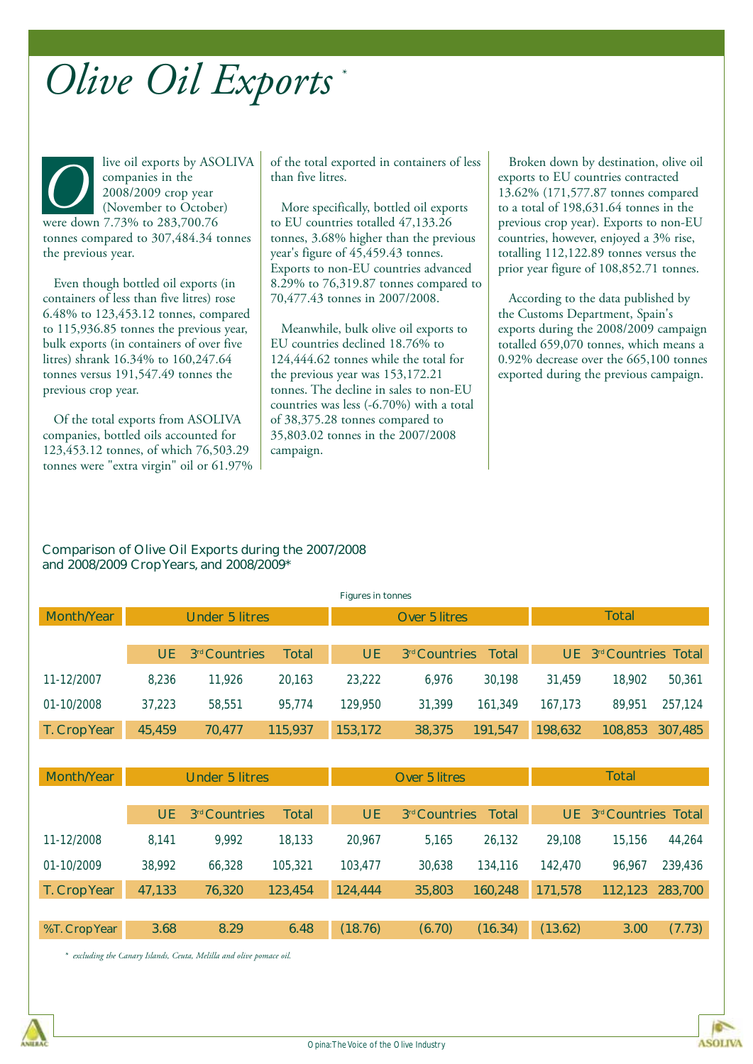# Olive Oil Exports *

Olive oil exports by ASOLIVA companies in the 2008/2009 crop year (November to October) were down 7.73% to 283,700.76 tonnes compared to 307,484.34 tonnes the previous year.

Even though bottled oil exports (in containers of less than five litres) rose 6.48% to 123,453.12 tonnes, compared to 115,936.85 tonnes the previous year, bulk exports (in containers of over five litres) shrank 16.34% to 160,247.64 tonnes versus 191,547.49 tonnes the previous crop year.

Of the total exports from ASOLIVA companies, bottled oils accounted for 123,453.12 tonnes, of which 76,503.29 tonnes were "extra virgin" oil or 61.97% of the total exported in containers of less than five litres.

More specifically, bottled oil exports to EU countries totalled 47,133.26 tonnes, 3.68% higher than the previous year's figure of 45,459.43 tonnes. Exports to non-EU countries advanced 8.29% to 76,319.87 tonnes compared to 70,477.43 tonnes in 2007/2008.

Meanwhile, bulk olive oil exports to EU countries declined 18.76% to 124,444.62 tonnes while the total for the previous year was 153,172.21 tonnes. The decline in sales to non-EU countries was less (-6.70%) with a total of 38,375.28 tonnes compared to 35,803.02 tonnes in the 2007/2008 campaign.

Broken down by destination, olive oil exports to EU countries contracted 13.62% (171,577.87 tonnes compared to a total of 198,631.64 tonnes in the previous crop year). Exports to non-EU countries, however, enjoyed a 3% rise, totalling 112,122.89 tonnes versus the prior year figure of 108,852.71 tonnes.

According to the data published by the Customs Department, Spain's exports during the 2008/2009 campaign totalled 659,070 tonnes, which means a 0.92% decrease over the 665,100 tonnes exported during the previous campaign.

## Comparison of Olive Oil Exports during the 2007/2008 and 2008/2009 Crop Years, and 2008/2009*

Figures in tonnes

| Month/Year | Under 5 litres | | | Over 5 litres | | | Total | | |
|---|---|---|---|---|---|---|---|---|---|
| | UE | 3rd Countries | Total | UE | 3rd Countries | Total | UE | 3rd Countries | Total |
| 11-12/2007 | 8,236 | 11,926 | 20,163 | 23,222 | 6,976 | 30,198 | 31,459 | 18,902 | 50,361 |
| 01-10/2008 | 37,223 | 58,551 | 95,774 | 129,950 | 31,399 | 161,349 | 167,173 | 89,951 | 257,124 |
| T. Crop Year | 45,459 | 70,477 | 115,937 | 153,172 | 38,375 | 191,547 | 198,632 | 108,853 | 307,485 |

| Month/Year | Under 5 litres | | | Over 5 litres | | | Total | | |
|---|---|---|---|---|---|---|---|---|---|
| | UE | 3rd Countries | Total | UE | 3rd Countries | Total | UE | 3rd Countries | Total |
| 11-12/2008 | 8,141 | 9,992 | 18,133 | 20,967 | 5,165 | 26,132 | 29,108 | 15,156 | 44,264 |
| 01-10/2009 | 38,992 | 66,328 | 105,321 | 103,477 | 30,638 | 134,116 | 142,470 | 96,967 | 239,436 |
| T. Crop Year | 47,133 | 76,320 | 123,454 | 124,444 | 35,803 | 160,248 | 171,578 | 112,123 | 283,700 |
| %T. Crop Year | 3.68 | 8.29 | 6.48 | (18.76) | (6.70) | (16.34) | (13.62) | 3.00 | (7.73) |

\* *excluding the Canary Islands, Ceuta, Melilla and olive pomace oil.*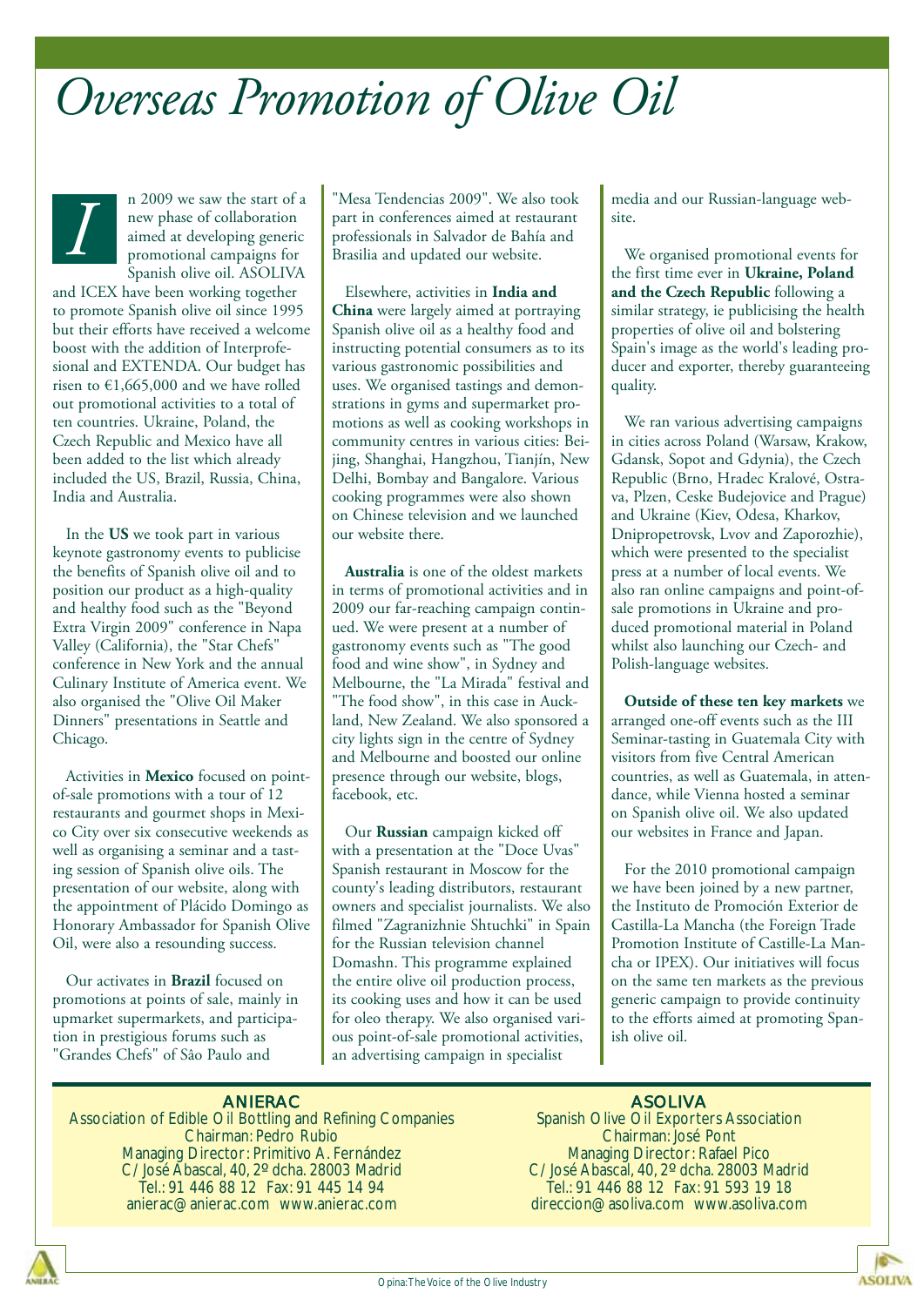# Overseas Promotion of Olive Oil

In 2009 we saw the start of a new phase of collaboration aimed at developing generic promotional campaigns for Spanish olive oil. ASOLIVA and ICEX have been working together to promote Spanish olive oil since 1995 but their efforts have received a welcome boost with the addition of Interprofesional and EXTENDA. Our budget has risen to €1,665,000 and we have rolled out promotional activities to a total of ten countries. Ukraine, Poland, the Czech Republic and Mexico have all been added to the list which already included the US, Brazil, Russia, China, India and Australia.

In the **US** we took part in various keynote gastronomy events to publicise the benefits of Spanish olive oil and to position our product as a high-quality and healthy food such as the "Beyond Extra Virgin 2009" conference in Napa Valley (California), the "Star Chefs" conference in New York and the annual Culinary Institute of America event. We also organised the "Olive Oil Maker Dinners" presentations in Seattle and Chicago.

Activities in **Mexico** focused on point-of-sale promotions with a tour of 12 restaurants and gourmet shops in Mexico City over six consecutive weekends as well as organising a seminar and a tasting session of Spanish olive oils. The presentation of our website, along with the appointment of Plácido Domingo as Honorary Ambassador for Spanish Olive Oil, were also a resounding success.

Our activates in **Brazil** focused on promotions at points of sale, mainly in upmarket supermarkets, and participation in prestigious forums such as "Grandes Chefs" of Sâo Paulo and "Mesa Tendencias 2009". We also took part in conferences aimed at restaurant professionals in Salvador de Bahía and Brasilia and updated our website.

Elsewhere, activities in **India and China** were largely aimed at portraying Spanish olive oil as a healthy food and instructing potential consumers as to its various gastronomic possibilities and uses. We organised tastings and demonstrations in gyms and supermarket promotions as well as cooking workshops in community centres in various cities: Beijing, Shanghai, Hangzhou, Tianjín, New Delhi, Bombay and Bangalore. Various cooking programmes were also shown on Chinese television and we launched our website there.

**Australia** is one of the oldest markets in terms of promotional activities and in 2009 our far-reaching campaign continued. We were present at a number of gastronomy events such as "The good food and wine show", in Sydney and Melbourne, the "La Mirada" festival and "The food show", in this case in Auckland, New Zealand. We also sponsored a city lights sign in the centre of Sydney and Melbourne and boosted our online presence through our website, blogs, facebook, etc.

Our **Russian** campaign kicked off with a presentation at the "Doce Uvas" Spanish restaurant in Moscow for the county's leading distributors, restaurant owners and specialist journalists. We also filmed "Zagranizhnie Shtuchki" in Spain for the Russian television channel Domashn. This programme explained the entire olive oil production process, its cooking uses and how it can be used for oleo therapy. We also organised various point-of-sale promotional activities, an advertising campaign in specialist media and our Russian-language website.

We organised promotional events for the first time ever in **Ukraine, Poland and the Czech Republic** following a similar strategy, ie publicising the health properties of olive oil and bolstering Spain's image as the world's leading producer and exporter, thereby guaranteeing quality.

We ran various advertising campaigns in cities across Poland (Warsaw, Krakow, Gdansk, Sopot and Gdynia), the Czech Republic (Brno, Hradec Kralové, Ostrava, Plzen, Ceske Budejovice and Prague) and Ukraine (Kiev, Odesa, Kharkov, Dnipropetrovsk, Lvov and Zaporozhie), which were presented to the specialist press at a number of local events. We also ran online campaigns and point-of-sale promotions in Ukraine and produced promotional material in Poland whilst also launching our Czech- and Polish-language websites.

**Outside of these ten key markets** we arranged one-off events such as the III Seminar-tasting in Guatemala City with visitors from five Central American countries, as well as Guatemala, in attendance, while Vienna hosted a seminar on Spanish olive oil. We also updated our websites in France and Japan.

For the 2010 promotional campaign we have been joined by a new partner, the Instituto de Promoción Exterior de Castilla-La Mancha (the Foreign Trade Promotion Institute of Castille-La Mancha or IPEX). Our initiatives will focus on the same ten markets as the previous generic campaign to provide continuity to the efforts aimed at promoting Spanish olive oil.

**ANIERAC**
Association of Edible Oil Bottling and Refining Companies
Chairman: Pedro Rubio
Managing Director: Primitivo A. Fernández
C/ José Abascal, 40, 2º dcha. 28003 Madrid
Tel.: 91 446 88 12 Fax: 91 445 14 94
anierac@anierac.com www.anierac.com

**ASOLIVA**
Spanish Olive Oil Exporters Association
Chairman: José Pont
Managing Director: Rafael Pico
C/ José Abascal, 40, 2º dcha. 28003 Madrid
Tel.: 91 446 88 12 Fax: 91 593 19 18
direccion@asoliva.com www.asoliva.com